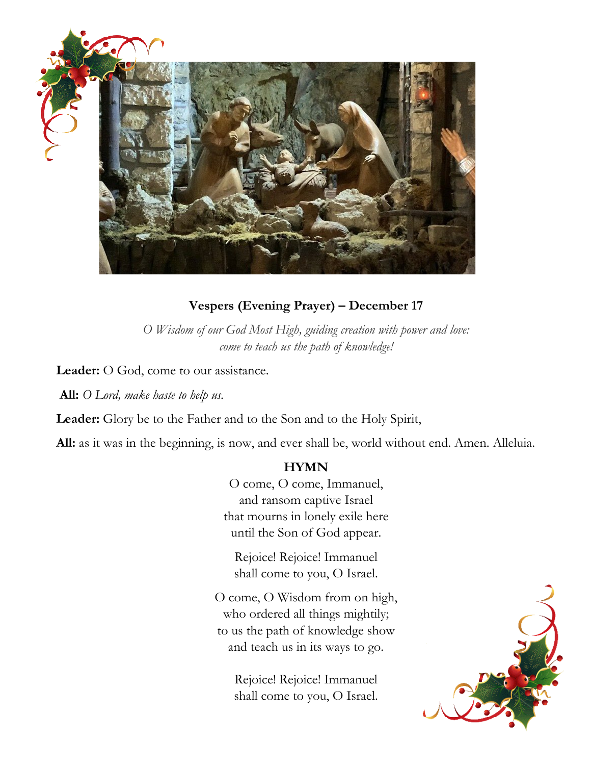## Vespers (Evening Prayer) – December 17

*O Wisdom of our God Most High, guiding creation with power and love: come to teach us the path of knowledge!*

**Leader:** O God, come to our assistance.

**All:** *O Lord, make haste to help us.*

**Leader:** Glory be to the Father and to the Son and to the Holy Spirit,

**All:** as it was in the beginning, is now, and ever shall be, world without end. Amen. Alleluia.

### HYMN

O come, O come, Immanuel,
and ransom captive Israel
that mourns in lonely exile here
until the Son of God appear.

Rejoice! Rejoice! Immanuel
shall come to you, O Israel.

O come, O Wisdom from on high,
who ordered all things mightily;
to us the path of knowledge show
and teach us in its ways to go.

Rejoice! Rejoice! Immanuel
shall come to you, O Israel.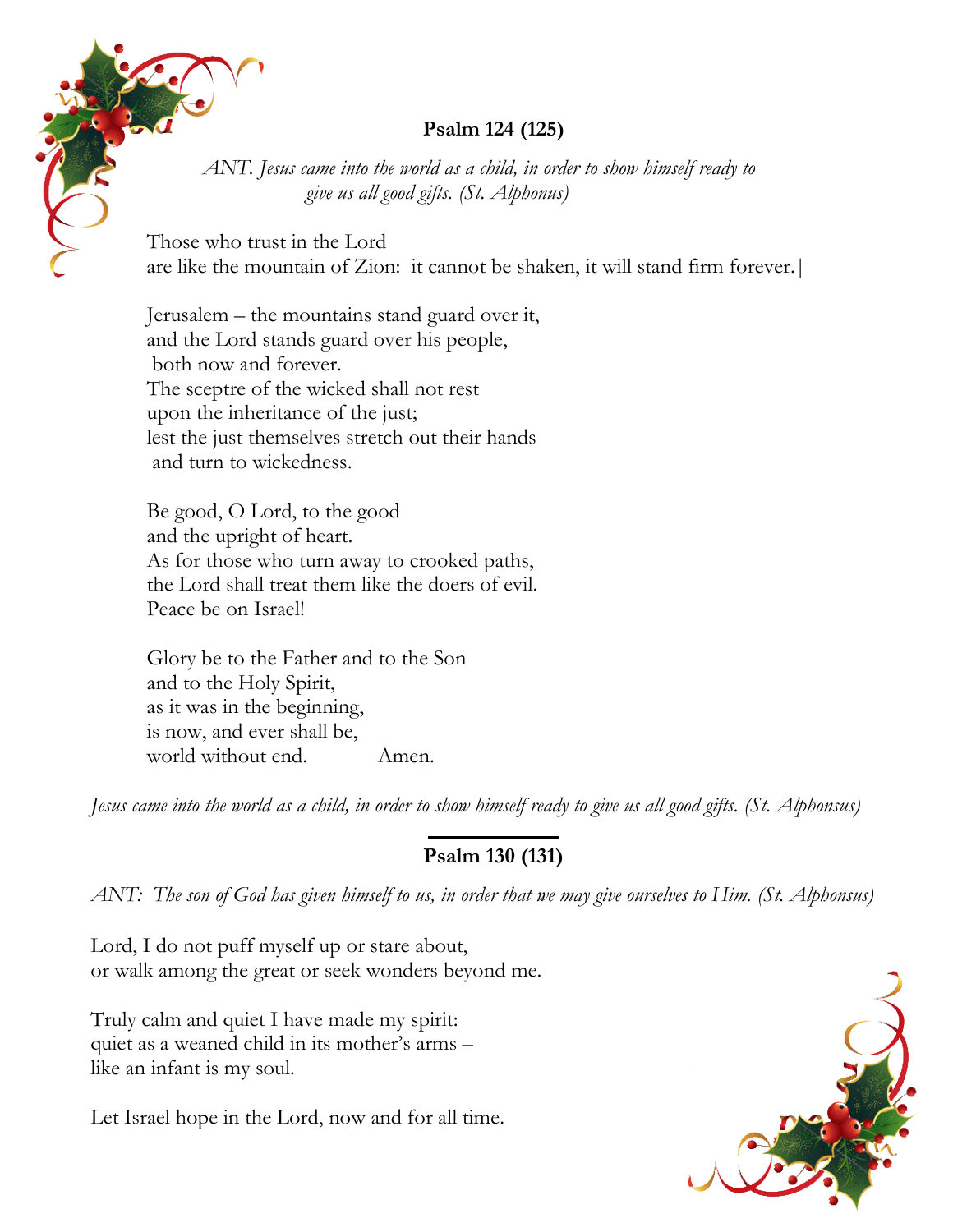**Psalm 124 (125)**

*ANT. Jesus came into the world as a child, in order to show himself ready to give us all good gifts. (St. Alphonus)*

Those who trust in the Lord
are like the mountain of Zion: it cannot be shaken, it will stand firm forever.|

Jerusalem – the mountains stand guard over it,
and the Lord stands guard over his people,
both now and forever.
The sceptre of the wicked shall not rest
upon the inheritance of the just;
lest the just themselves stretch out their hands
and turn to wickedness.

Be good, O Lord, to the good
and the upright of heart.
As for those who turn away to crooked paths,
the Lord shall treat them like the doers of evil.
Peace be on Israel!

Glory be to the Father and to the Son
and to the Holy Spirit,
as it was in the beginning,
is now, and ever shall be,
world without end. Amen.

*Jesus came into the world as a child, in order to show himself ready to give us all good gifts. (St. Alphonsus)*

---

**Psalm 130 (131)**

*ANT: The son of God has given himself to us, in order that we may give ourselves to Him. (St. Alphonsus)*

Lord, I do not puff myself up or stare about,
or walk among the great or seek wonders beyond me.

Truly calm and quiet I have made my spirit:
quiet as a weaned child in its mother's arms –
like an infant is my soul.

Let Israel hope in the Lord, now and for all time.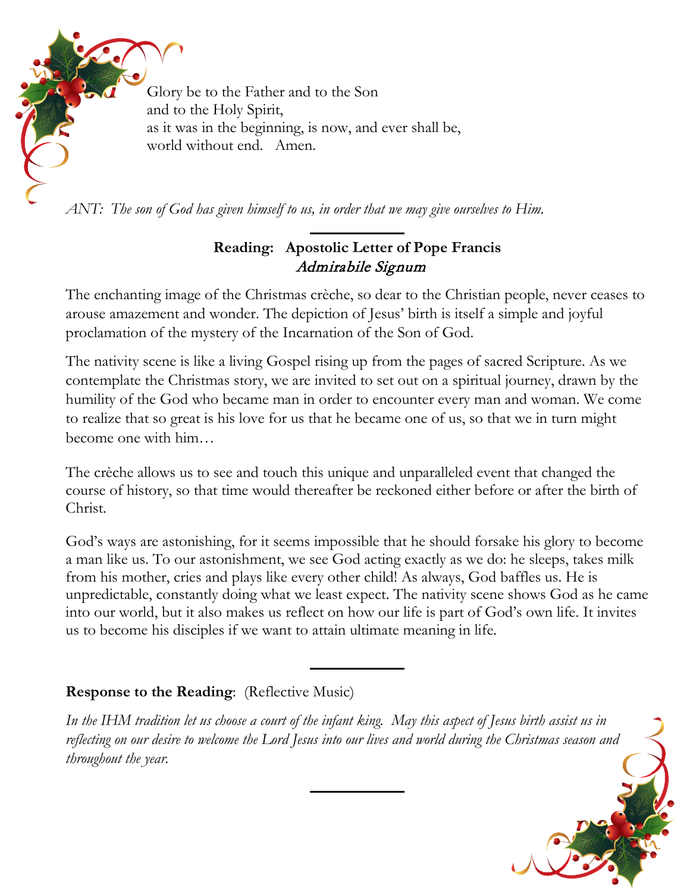Glory be to the Father and to the Son
and to the Holy Spirit,
as it was in the beginning, is now, and ever shall be,
world without end. Amen.

*ANT: The son of God has given himself to us, in order that we may give ourselves to Him.*

---

**Reading: Apostolic Letter of Pope Francis**
***Admirabile Signum***

The enchanting image of the Christmas crèche, so dear to the Christian people, never ceases to arouse amazement and wonder. The depiction of Jesus' birth is itself a simple and joyful proclamation of the mystery of the Incarnation of the Son of God.

The nativity scene is like a living Gospel rising up from the pages of sacred Scripture. As we contemplate the Christmas story, we are invited to set out on a spiritual journey, drawn by the humility of the God who became man in order to encounter every man and woman. We come to realize that so great is his love for us that he became one of us, so that we in turn might become one with him…

The crèche allows us to see and touch this unique and unparalleled event that changed the course of history, so that time would thereafter be reckoned either before or after the birth of Christ.

God's ways are astonishing, for it seems impossible that he should forsake his glory to become a man like us. To our astonishment, we see God acting exactly as we do: he sleeps, takes milk from his mother, cries and plays like every other child! As always, God baffles us. He is unpredictable, constantly doing what we least expect. The nativity scene shows God as he came into our world, but it also makes us reflect on how our life is part of God's own life. It invites us to become his disciples if we want to attain ultimate meaning in life.

---

**Response to the Reading**: (Reflective Music)

*In the IHM tradition let us choose a court of the infant king. May this aspect of Jesus birth assist us in reflecting on our desire to welcome the Lord Jesus into our lives and world during the Christmas season and throughout the year.*

---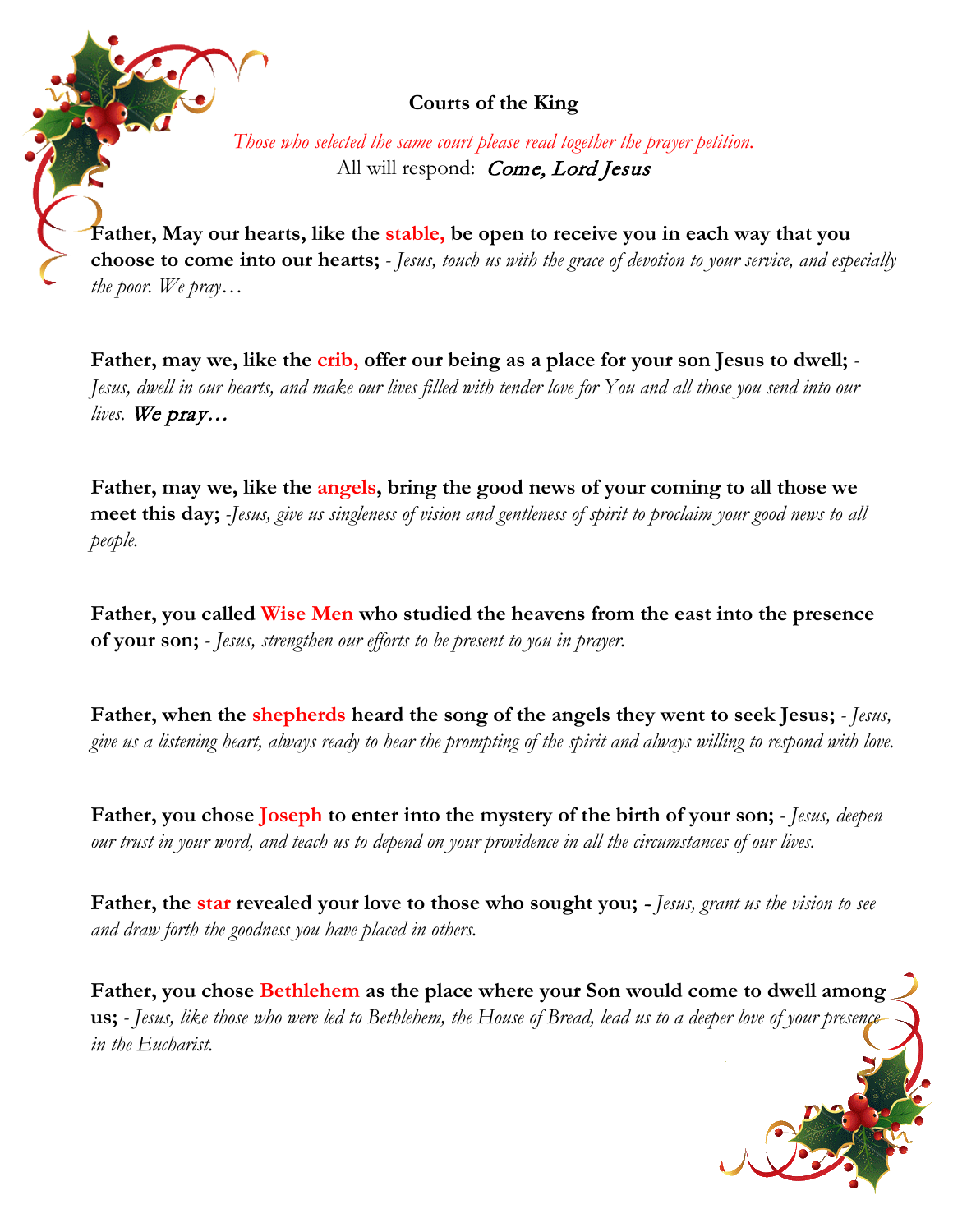## Courts of the King

*Those who selected the same court please read together the prayer petition.*
All will respond: *Come, Lord Jesus*

**Father, May our hearts, like the stable, be open to receive you in each way that you choose to come into our hearts;** - *Jesus, touch us with the grace of devotion to your service, and especially the poor. We pray…*

**Father, may we, like the crib, offer our being as a place for your son Jesus to dwell;** - *Jesus, dwell in our hearts, and make our lives filled with tender love for You and all those you send into our lives. We pray…*

**Father, may we, like the angels, bring the good news of your coming to all those we meet this day;** -*Jesus, give us singleness of vision and gentleness of spirit to proclaim your good news to all people.*

**Father, you called Wise Men who studied the heavens from the east into the presence of your son;** - *Jesus, strengthen our efforts to be present to you in prayer.*

**Father, when the shepherds heard the song of the angels they went to seek Jesus;** - *Jesus, give us a listening heart, always ready to hear the prompting of the spirit and always willing to respond with love.*

**Father, you chose Joseph to enter into the mystery of the birth of your son;** - *Jesus, deepen our trust in your word, and teach us to depend on your providence in all the circumstances of our lives.*

**Father, the star revealed your love to those who sought you; -** *Jesus, grant us the vision to see and draw forth the goodness you have placed in others.*

**Father, you chose Bethlehem as the place where your Son would come to dwell among us;** - *Jesus, like those who were led to Bethlehem, the House of Bread, lead us to a deeper love of your presence in the Eucharist.*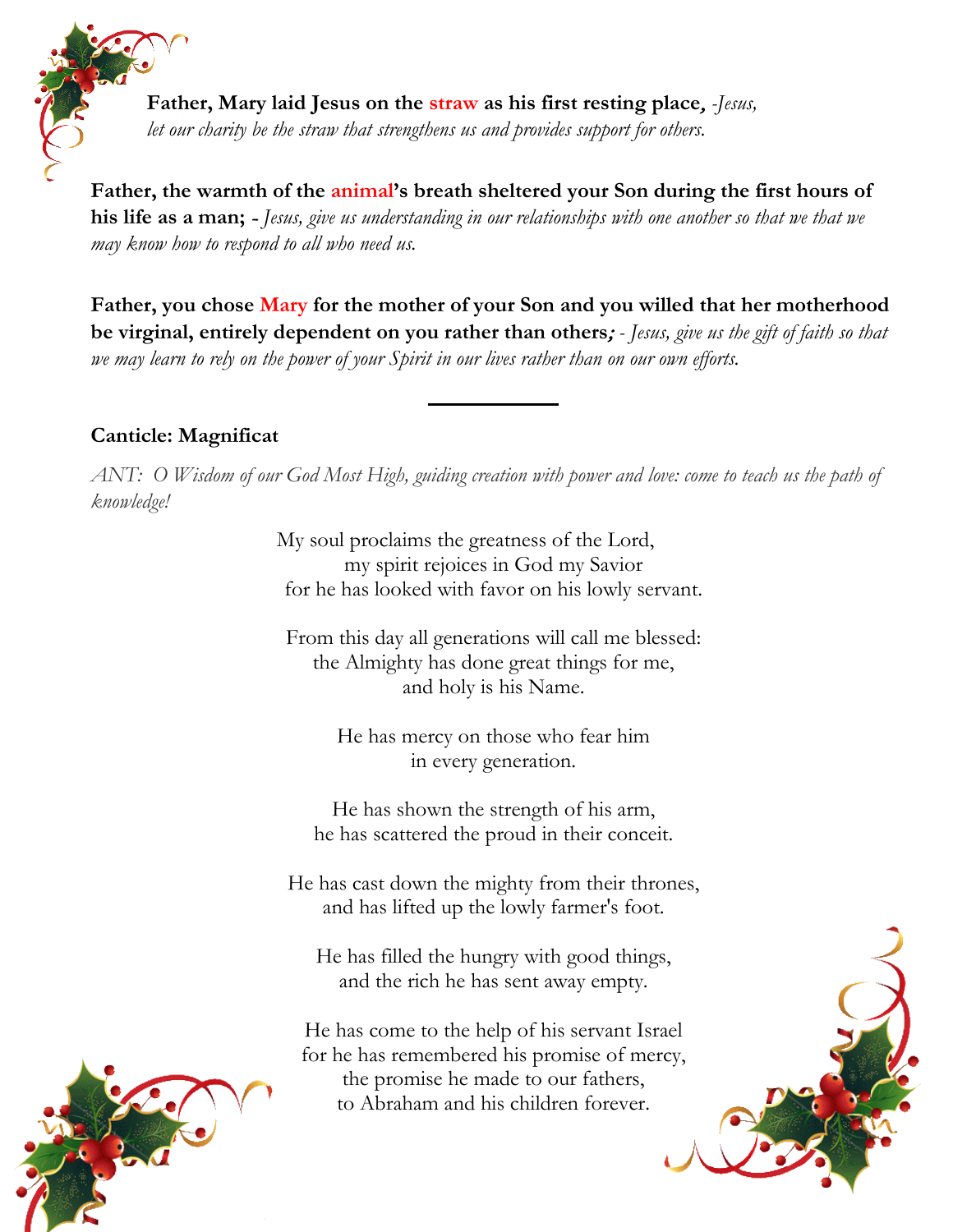**Father, Mary laid Jesus on the straw as his first resting place***, -Jesus, let our charity be the straw that strengthens us and provides support for others.*

**Father, the warmth of the animal's breath sheltered your Son during the first hours of his life as a man; -** *Jesus, give us understanding in our relationships with one another so that we that we may know how to respond to all who need us.*

**Father, you chose Mary for the mother of your Son and you willed that her motherhood be virginal, entirely dependent on you rather than others***; - Jesus, give us the gift of faith so that we may learn to rely on the power of your Spirit in our lives rather than on our own efforts.*

---

**Canticle: Magnificat**

*ANT: O Wisdom of our God Most High, guiding creation with power and love: come to teach us the path of knowledge!*

My soul proclaims the greatness of the Lord,
my spirit rejoices in God my Savior
for he has looked with favor on his lowly servant.

From this day all generations will call me blessed:
the Almighty has done great things for me,
and holy is his Name.

He has mercy on those who fear him
in every generation.

He has shown the strength of his arm,
he has scattered the proud in their conceit.

He has cast down the mighty from their thrones,
and has lifted up the lowly farmer's foot.

He has filled the hungry with good things,
and the rich he has sent away empty.

He has come to the help of his servant Israel
for he has remembered his promise of mercy,
the promise he made to our fathers,
to Abraham and his children forever.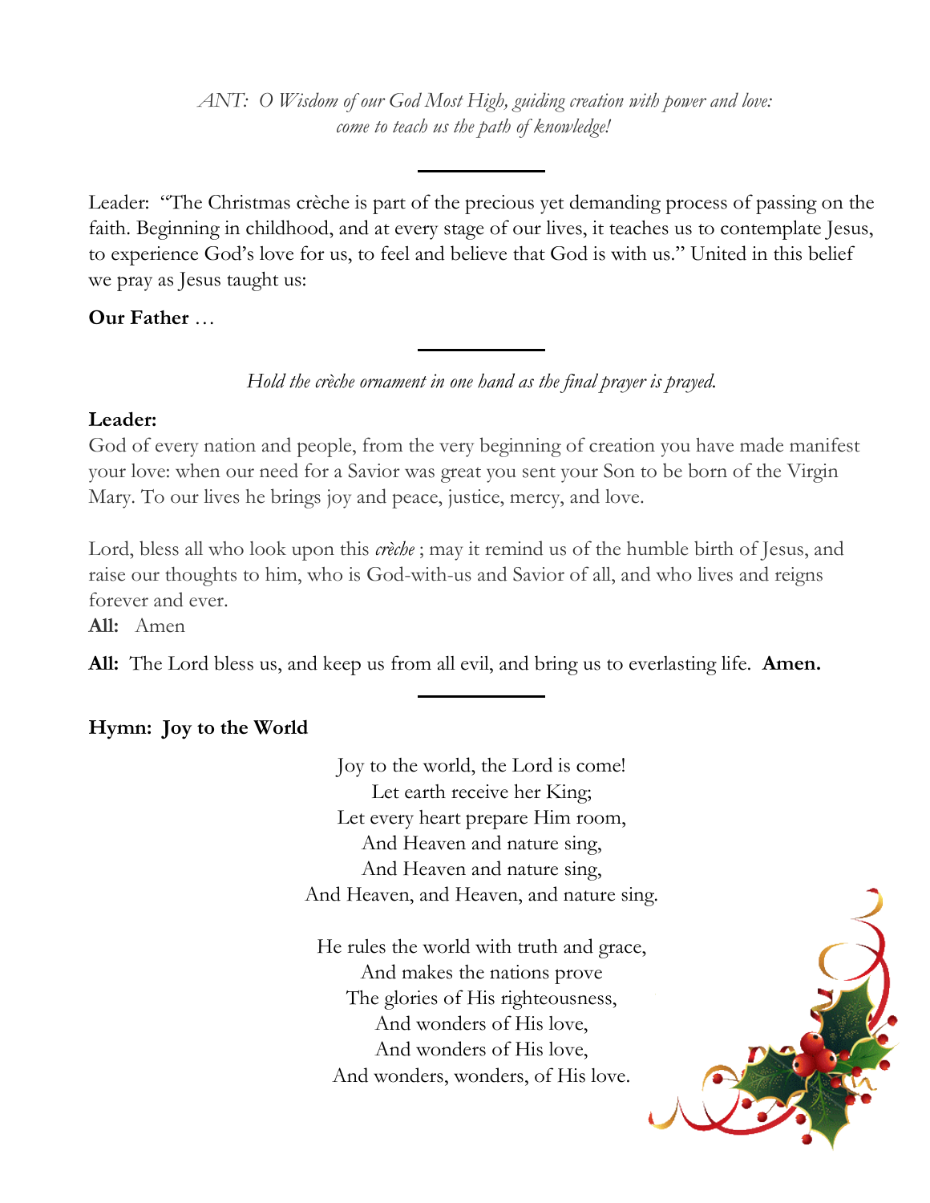*ANT: O Wisdom of our God Most High, guiding creation with power and love: come to teach us the path of knowledge!*

---

Leader: "The Christmas crèche is part of the precious yet demanding process of passing on the faith. Beginning in childhood, and at every stage of our lives, it teaches us to contemplate Jesus, to experience God's love for us, to feel and believe that God is with us." United in this belief we pray as Jesus taught us:

**Our Father** …

---

*Hold the crèche ornament in one hand as the final prayer is prayed.*

**Leader:**

God of every nation and people, from the very beginning of creation you have made manifest your love: when our need for a Savior was great you sent your Son to be born of the Virgin Mary. To our lives he brings joy and peace, justice, mercy, and love.

Lord, bless all who look upon this *crèche* ; may it remind us of the humble birth of Jesus, and raise our thoughts to him, who is God-with-us and Savior of all, and who lives and reigns forever and ever.

**All:** Amen

**All:** The Lord bless us, and keep us from all evil, and bring us to everlasting life. **Amen.**

---

**Hymn: Joy to the World**

Joy to the world, the Lord is come!
Let earth receive her King;
Let every heart prepare Him room,
And Heaven and nature sing,
And Heaven and nature sing,
And Heaven, and Heaven, and nature sing.

He rules the world with truth and grace,
And makes the nations prove
The glories of His righteousness,
And wonders of His love,
And wonders of His love,
And wonders, wonders, of His love.